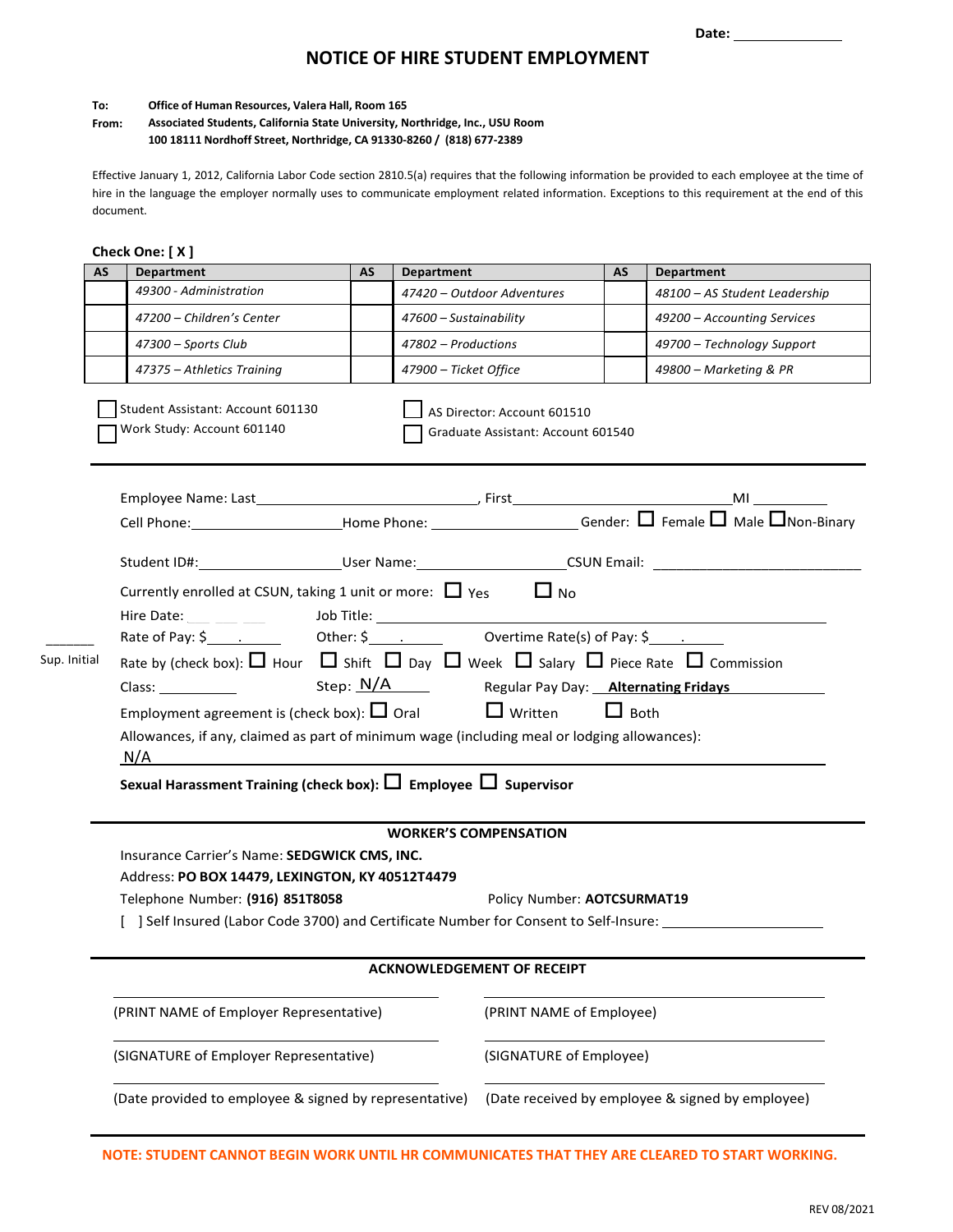Date: ______________

# NOTICE OF HIRE STUDENT EMPLOYMENT

**To:** **Office of Human Resources, Valera Hall, Room 165**

**From:** **Associated Students, California State University, Northridge, Inc., USU Room 100 18111 Nordhoff Street, Northridge, CA 91330-8260 / (818) 677-2389**

Effective January 1, 2012, California Labor Code section 2810.5(a) requires that the following information be provided to each employee at the time of hire in the language the employer normally uses to communicate employment related information. Exceptions to this requirement at the end of this document.

**Check One: [ X ]**

| AS | Department | AS | Department | AS | Department |
|---|---|---|---|---|---|
| | *49300 - Administration* | | *47420 – Outdoor Adventures* | | *48100 – AS Student Leadership* |
| | *47200 – Children's Center* | | *47600 – Sustainability* | | *49200 – Accounting Services* |
| | *47300 – Sports Club* | | *47802 – Productions* | | *49700 – Technology Support* |
| | *47375 – Athletics Training* | | *47900 – Ticket Office* | | *49800 – Marketing & PR* |

☐ Student Assistant: Account 601130
☐ Work Study: Account 601140
☐ AS Director: Account 601510
☐ Graduate Assistant: Account 601540

---

Employee Name: Last______________________________, First______________________________MI __________

Cell Phone:____________________Home Phone: ____________________ Gender: ☐ Female ☐ Male ☐ Non-Binary

Student ID#:____________________User Name:____________________CSUN Email: ____________________________

Currently enrolled at CSUN, taking 1 unit or more: ☐ Yes ☐ No

Hire Date: ___ ___ ___ Job Title: ______________________________________________

______ Sup. Initial

Rate of Pay: $____.______ Other: $____.______ Overtime Rate(s) of Pay: $____.______

Rate by (check box): ☐ Hour ☐ Shift ☐ Day ☐ Week ☐ Salary ☐ Piece Rate ☐ Commission

Class: __________ Step: N/A Regular Pay Day: Alternating Fridays

Employment agreement is (check box): ☐ Oral ☐ Written ☐ Both

Allowances, if any, claimed as part of minimum wage (including meal or lodging allowances):
N/A

**Sexual Harassment Training (check box): ☐ Employee ☐ Supervisor**

---

## WORKER'S COMPENSATION

Insurance Carrier's Name: **SEDGWICK CMS, INC.**

Address: **PO BOX 14479, LEXINGTON, KY 40512T4479**

Telephone Number: **(916) 851T8058** Policy Number: **AOTCSURMAT19**

[ ] Self Insured (Labor Code 3700) and Certificate Number for Consent to Self-Insure: ____________________

---

## ACKNOWLEDGEMENT OF RECEIPT

______________________________ (PRINT NAME of Employer Representative)

______________________________ (PRINT NAME of Employee)

______________________________ (SIGNATURE of Employer Representative)

______________________________ (SIGNATURE of Employee)

______________________________ (Date provided to employee & signed by representative)

______________________________ (Date received by employee & signed by employee)

---

**NOTE: STUDENT CANNOT BEGIN WORK UNTIL HR COMMUNICATES THAT THEY ARE CLEARED TO START WORKING.**

REV 08/2021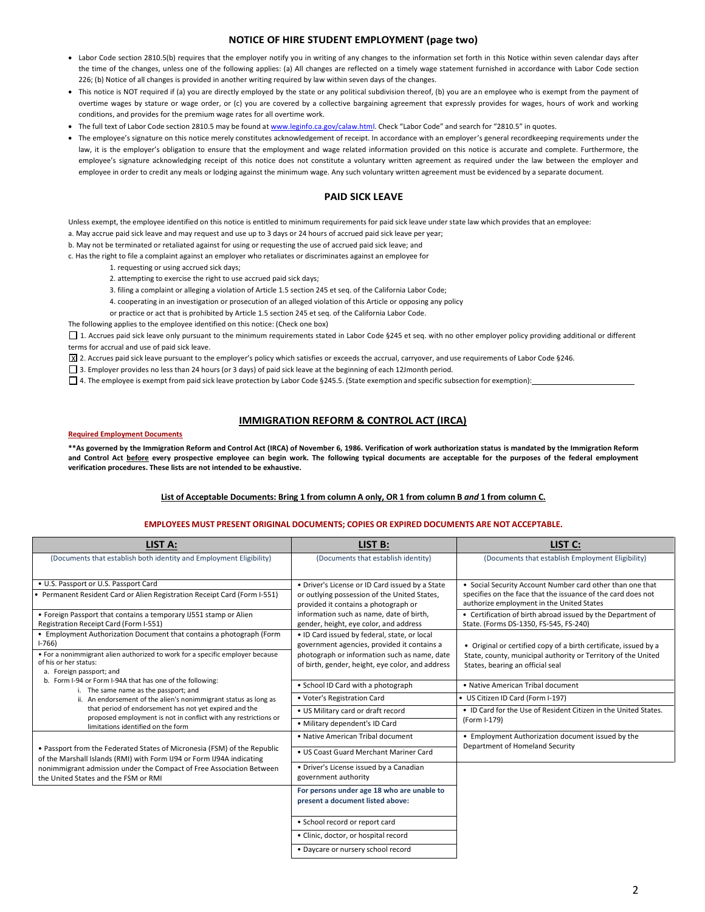## NOTICE OF HIRE STUDENT EMPLOYMENT (page two)

- Labor Code section 2810.5(b) requires that the employer notify you in writing of any changes to the information set forth in this Notice within seven calendar days after the time of the changes, unless one of the following applies: (a) All changes are reflected on a timely wage statement furnished in accordance with Labor Code section 226; (b) Notice of all changes is provided in another writing required by law within seven days of the changes.
- This notice is NOT required if (a) you are directly employed by the state or any political subdivision thereof, (b) you are an employee who is exempt from the payment of overtime wages by stature or wage order, or (c) you are covered by a collective bargaining agreement that expressly provides for wages, hours of work and working conditions, and provides for the premium wage rates for all overtime work.
- The full text of Labor Code section 2810.5 may be found at www.leginfo.ca.gov/calaw.html. Check "Labor Code" and search for "2810.5" in quotes.
- The employee's signature on this notice merely constitutes acknowledgement of receipt. In accordance with an employer's general recordkeeping requirements under the law, it is the employer's obligation to ensure that the employment and wage related information provided on this notice is accurate and complete. Furthermore, the employee's signature acknowledging receipt of this notice does not constitute a voluntary written agreement as required under the law between the employer and employee in order to credit any meals or lodging against the minimum wage. Any such voluntary written agreement must be evidenced by a separate document.

## PAID SICK LEAVE

Unless exempt, the employee identified on this notice is entitled to minimum requirements for paid sick leave under state law which provides that an employee:

a. May accrue paid sick leave and may request and use up to 3 days or 24 hours of accrued paid sick leave per year;

b. May not be terminated or retaliated against for using or requesting the use of accrued paid sick leave; and

c. Has the right to file a complaint against an employer who retaliates or discriminates against an employee for

1. requesting or using accrued sick days;
2. attempting to exercise the right to use accrued paid sick days;
3. filing a complaint or alleging a violation of Article 1.5 section 245 et seq. of the California Labor Code;
4. cooperating in an investigation or prosecution of an alleged violation of this Article or opposing any policy or practice or act that is prohibited by Article 1.5 section 245 et seq. of the California Labor Code.

The following applies to the employee identified on this notice: (Check one box)

☐ 1. Accrues paid sick leave only pursuant to the minimum requirements stated in Labor Code §245 et seq. with no other employer policy providing additional or different terms for accrual and use of paid sick leave.

☒ 2. Accrues paid sick leave pursuant to the employer's policy which satisfies or exceeds the accrual, carryover, and use requirements of Labor Code §246.

☐ 3. Employer provides no less than 24 hours (or 3 days) of paid sick leave at the beginning of each 12Jmonth period.

☐ 4. The employee is exempt from paid sick leave protection by Labor Code §245.5. (State exemption and specific subsection for exemption): ____________________

## IMMIGRATION REFORM & CONTROL ACT (IRCA)

**Required Employment Documents**

**\*\*As governed by the Immigration Reform and Control Act (IRCA) of November 6, 1986. Verification of work authorization status is mandated by the Immigration Reform and Control Act before every prospective employee can begin work. The following typical documents are acceptable for the purposes of the federal employment verification procedures. These lists are not intended to be exhaustive.**

**List of Acceptable Documents: Bring 1 from column A only, OR 1 from column B *and* 1 from column C.**

**EMPLOYEES MUST PRESENT ORIGINAL DOCUMENTS; COPIES OR EXPIRED DOCUMENTS ARE NOT ACCEPTABLE.**

| LIST A: | LIST B: | LIST C: |
|---|---|---|
| (Documents that establish both identity and Employment Eligibility) | (Documents that establish identity) | (Documents that establish Employment Eligibility) |
| • U.S. Passport or U.S. Passport Card | • Driver's License or ID Card issued by a State or outlying possession of the United States, provided it contains a photograph or information such as name, date of birth, gender, height, eye color, and address | • Social Security Account Number card other than one that specifies on the face that the issuance of the card does not authorize employment in the United States |
| • Permanent Resident Card or Alien Registration Receipt Card (Form I-551) | | |
| • Foreign Passport that contains a temporary IJ551 stamp or Alien Registration Receipt Card (Form I-551) | | • Certification of birth abroad issued by the Department of State. (Forms DS-1350, FS-545, FS-240) |
| • Employment Authorization Document that contains a photograph (Form I-766) | • ID Card issued by federal, state, or local government agencies, provided it contains a photograph or information such as name, date of birth, gender, height, eye color, and address | • Original or certified copy of a birth certificate, issued by a State, county, municipal authority or Territory of the United States, bearing an official seal |
| • For a nonimmigrant alien authorized to work for a specific employer because of his or her status: a. Foreign passport; and b. Form I-94 or Form I-94A that has one of the following: i. The same name as the passport; and ii. An endorsement of the alien's nonimmigrant status as long as that period of endorsement has not yet expired and the proposed employment is not in conflict with any restrictions or limitations identified on the form | | |
| | • School ID Card with a photograph | • Native American Tribal document |
| | • Voter's Registration Card | • US Citizen ID Card (Form I-197) |
| | • US Military card or draft record | • ID Card for the Use of Resident Citizen in the United States. (Form I-179) |
| | • Military dependent's ID Card | |
| • Passport from the Federated States of Micronesia (FSM) of the Republic of the Marshall Islands (RMI) with Form IJ94 or Form IJ94A indicating nonimmigrant admission under the Compact of Free Association Between the United States and the FSM or RMI | • Native American Tribal document | • Employment Authorization document issued by the Department of Homeland Security |
| | • US Coast Guard Merchant Mariner Card | |
| | • Driver's License issued by a Canadian government authority | |
| | **For persons under age 18 who are unable to present a document listed above:** | |
| | • School record or report card | |
| | • Clinic, doctor, or hospital record | |
| | • Daycare or nursery school record | |